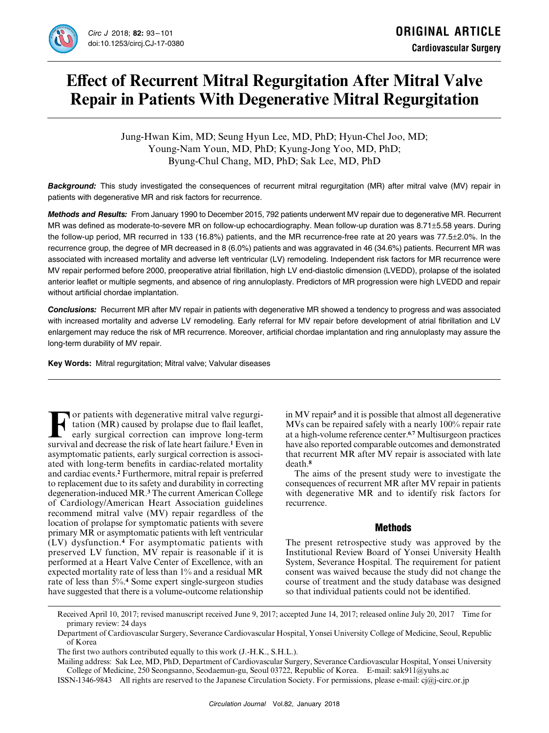ORIGINAL ARTICLE

Cardiovascular Surgery

# Effect of Recurrent Mitral Regurgitation After Mitral Valve Repair in Patients With Degenerative Mitral Regurgitation

Jung-Hwan Kim, MD; Seung Hyun Lee, MD, PhD; Hyun-Chel Joo, MD; Young-Nam Youn, MD, PhD; Kyung-Jong Yoo, MD, PhD; Byung-Chul Chang, MD, PhD; Sak Lee, MD, PhD

***Background:*** This study investigated the consequences of recurrent mitral regurgitation (MR) after mitral valve (MV) repair in patients with degenerative MR and risk factors for recurrence.

***Methods and Results:*** From January 1990 to December 2015, 792 patients underwent MV repair due to degenerative MR. Recurrent MR was defined as moderate-to-severe MR on follow-up echocardiography. Mean follow-up duration was 8.71±5.58 years. During the follow-up period, MR recurred in 133 (16.8%) patients, and the MR recurrence-free rate at 20 years was 77.5±2.0%. In the recurrence group, the degree of MR decreased in 8 (6.0%) patients and was aggravated in 46 (34.6%) patients. Recurrent MR was associated with increased mortality and adverse left ventricular (LV) remodeling. Independent risk factors for MR recurrence were MV repair performed before 2000, preoperative atrial fibrillation, high LV end-diastolic dimension (LVEDD), prolapse of the isolated anterior leaflet or multiple segments, and absence of ring annuloplasty. Predictors of MR progression were high LVEDD and repair without artificial chordae implantation.

***Conclusions:*** Recurrent MR after MV repair in patients with degenerative MR showed a tendency to progress and was associated with increased mortality and adverse LV remodeling. Early referral for MV repair before development of atrial fibrillation and LV enlargement may reduce the risk of MR recurrence. Moreover, artificial chordae implantation and ring annuloplasty may assure the long-term durability of MV repair.

**Key Words:** Mitral regurgitation; Mitral valve; Valvular diseases

For patients with degenerative mitral valve regurgitation (MR) caused by prolapse due to flail leaflet, early surgical correction can improve long-term survival and decrease the risk of late heart failure.[1] Even in asymptomatic patients, early surgical correction is associated with long-term benefits in cardiac-related mortality and cardiac events.[2] Furthermore, mitral repair is preferred to replacement due to its safety and durability in correcting degeneration-induced MR.[3] The current American College of Cardiology/American Heart Association guidelines recommend mitral valve (MV) repair regardless of the location of prolapse for symptomatic patients with severe primary MR or asymptomatic patients with left ventricular (LV) dysfunction.[4] For asymptomatic patients with preserved LV function, MV repair is reasonable if it is performed at a Heart Valve Center of Excellence, with an expected mortality rate of less than 1% and a residual MR rate of less than 5%.[4] Some expert single-surgeon studies have suggested that there is a volume-outcome relationship in MV repair[5] and it is possible that almost all degenerative MVs can be repaired safely with a nearly 100% repair rate at a high-volume reference center.[6,7] Multisurgeon practices have also reported comparable outcomes and demonstrated that recurrent MR after MV repair is associated with late death.[8]

The aims of the present study were to investigate the consequences of recurrent MR after MV repair in patients with degenerative MR and to identify risk factors for recurrence.

## Methods

The present retrospective study was approved by the Institutional Review Board of Yonsei University Health System, Severance Hospital. The requirement for patient consent was waived because the study did not change the course of treatment and the study database was designed so that individual patients could not be identified.

Received April 10, 2017; revised manuscript received June 9, 2017; accepted June 14, 2017; released online July 20, 2017 Time for primary review: 24 days

Department of Cardiovascular Surgery, Severance Cardiovascular Hospital, Yonsei University College of Medicine, Seoul, Republic of Korea

The first two authors contributed equally to this work (J.-H.K., S.H.L.).

Mailing address: Sak Lee, MD, PhD, Department of Cardiovascular Surgery, Severance Cardiovascular Hospital, Yonsei University College of Medicine, 250 Seongsanno, Seodaemun-gu, Seoul 03722, Republic of Korea. E-mail: sak911@yuhs.ac

ISSN-1346-9843 All rights are reserved to the Japanese Circulation Society. For permissions, please e-mail: cj@j-circ.or.jp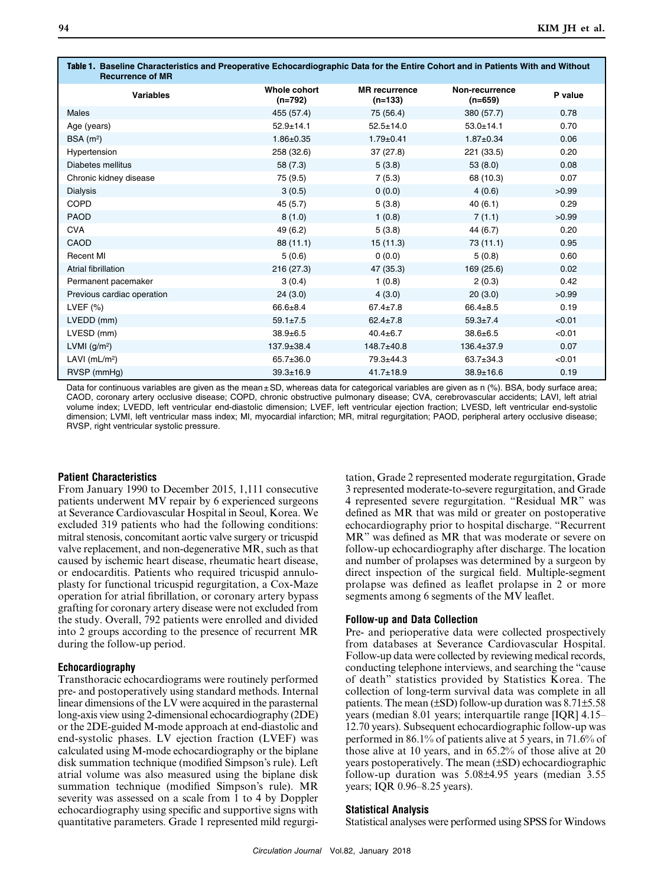**Table 1. Baseline Characteristics and Preoperative Echocardiographic Data for the Entire Cohort and in Patients With and Without Recurrence of MR**

| Variables | Whole cohort (n=792) | MR recurrence (n=133) | Non-recurrence (n=659) | P value |
|---|---|---|---|---|
| Males | 455 (57.4) | 75 (56.4) | 380 (57.7) | 0.78 |
| Age (years) | 52.9±14.1 | 52.5±14.0 | 53.0±14.1 | 0.70 |
| BSA (m²) | 1.86±0.35 | 1.79±0.41 | 1.87±0.34 | 0.06 |
| Hypertension | 258 (32.6) | 37 (27.8) | 221 (33.5) | 0.20 |
| Diabetes mellitus | 58 (7.3) | 5 (3.8) | 53 (8.0) | 0.08 |
| Chronic kidney disease | 75 (9.5) | 7 (5.3) | 68 (10.3) | 0.07 |
| Dialysis | 3 (0.5) | 0 (0.0) | 4 (0.6) | >0.99 |
| COPD | 45 (5.7) | 5 (3.8) | 40 (6.1) | 0.29 |
| PAOD | 8 (1.0) | 1 (0.8) | 7 (1.1) | >0.99 |
| CVA | 49 (6.2) | 5 (3.8) | 44 (6.7) | 0.20 |
| CAOD | 88 (11.1) | 15 (11.3) | 73 (11.1) | 0.95 |
| Recent MI | 5 (0.6) | 0 (0.0) | 5 (0.8) | 0.60 |
| Atrial fibrillation | 216 (27.3) | 47 (35.3) | 169 (25.6) | 0.02 |
| Permanent pacemaker | 3 (0.4) | 1 (0.8) | 2 (0.3) | 0.42 |
| Previous cardiac operation | 24 (3.0) | 4 (3.0) | 20 (3.0) | >0.99 |
| LVEF (%) | 66.6±8.4 | 67.4±7.8 | 66.4±8.5 | 0.19 |
| LVEDD (mm) | 59.1±7.5 | 62.4±7.8 | 59.3±7.4 | <0.01 |
| LVESD (mm) | 38.9±6.5 | 40.4±6.7 | 38.6±6.5 | <0.01 |
| LVMI (g/m²) | 137.9±38.4 | 148.7±40.8 | 136.4±37.9 | 0.07 |
| LAVI (mL/m²) | 65.7±36.0 | 79.3±44.3 | 63.7±34.3 | <0.01 |
| RVSP (mmHg) | 39.3±16.9 | 41.7±18.9 | 38.9±16.6 | 0.19 |

Data for continuous variables are given as the mean±SD, whereas data for categorical variables are given as n (%). BSA, body surface area; CAOD, coronary artery occlusive disease; COPD, chronic obstructive pulmonary disease; CVA, cerebrovascular accidents; LAVI, left atrial volume index; LVEDD, left ventricular end-diastolic dimension; LVEF, left ventricular ejection fraction; LVESD, left ventricular end-systolic dimension; LVMI, left ventricular mass index; MI, myocardial infarction; MR, mitral regurgitation; PAOD, peripheral artery occlusive disease; RVSP, right ventricular systolic pressure.

### Patient Characteristics

From January 1990 to December 2015, 1,111 consecutive patients underwent MV repair by 6 experienced surgeons at Severance Cardiovascular Hospital in Seoul, Korea. We excluded 319 patients who had the following conditions: mitral stenosis, concomitant aortic valve surgery or tricuspid valve replacement, and non-degenerative MR, such as that caused by ischemic heart disease, rheumatic heart disease, or endocarditis. Patients who required tricuspid annuloplasty for functional tricuspid regurgitation, a Cox-Maze operation for atrial fibrillation, or coronary artery bypass grafting for coronary artery disease were not excluded from the study. Overall, 792 patients were enrolled and divided into 2 groups according to the presence of recurrent MR during the follow-up period.

### Echocardiography

Transthoracic echocardiograms were routinely performed pre- and postoperatively using standard methods. Internal linear dimensions of the LV were acquired in the parasternal long-axis view using 2-dimensional echocardiography (2DE) or the 2DE-guided M-mode approach at end-diastolic and end-systolic phases. LV ejection fraction (LVEF) was calculated using M-mode echocardiography or the biplane disk summation technique (modified Simpson's rule). Left atrial volume was also measured using the biplane disk summation technique (modified Simpson's rule). MR severity was assessed on a scale from 1 to 4 by Doppler echocardiography using specific and supportive signs with quantitative parameters. Grade 1 represented mild regurgitation, Grade 2 represented moderate regurgitation, Grade 3 represented moderate-to-severe regurgitation, and Grade 4 represented severe regurgitation. "Residual MR" was defined as MR that was mild or greater on postoperative echocardiography prior to hospital discharge. "Recurrent MR" was defined as MR that was moderate or severe on follow-up echocardiography after discharge. The location and number of prolapses was determined by a surgeon by direct inspection of the surgical field. Multiple-segment prolapse was defined as leaflet prolapse in 2 or more segments among 6 segments of the MV leaflet.

### Follow-up and Data Collection

Pre- and perioperative data were collected prospectively from databases at Severance Cardiovascular Hospital. Follow-up data were collected by reviewing medical records, conducting telephone interviews, and searching the "cause of death" statistics provided by Statistics Korea. The collection of long-term survival data was complete in all patients. The mean (±SD) follow-up duration was 8.71±5.58 years (median 8.01 years; interquartile range [IQR] 4.15–12.70 years). Subsequent echocardiographic follow-up was performed in 86.1% of patients alive at 5 years, in 71.6% of those alive at 10 years, and in 65.2% of those alive at 20 years postoperatively. The mean (±SD) echocardiographic follow-up duration was 5.08±4.95 years (median 3.55 years; IQR 0.96–8.25 years).

### Statistical Analysis

Statistical analyses were performed using SPSS for Windows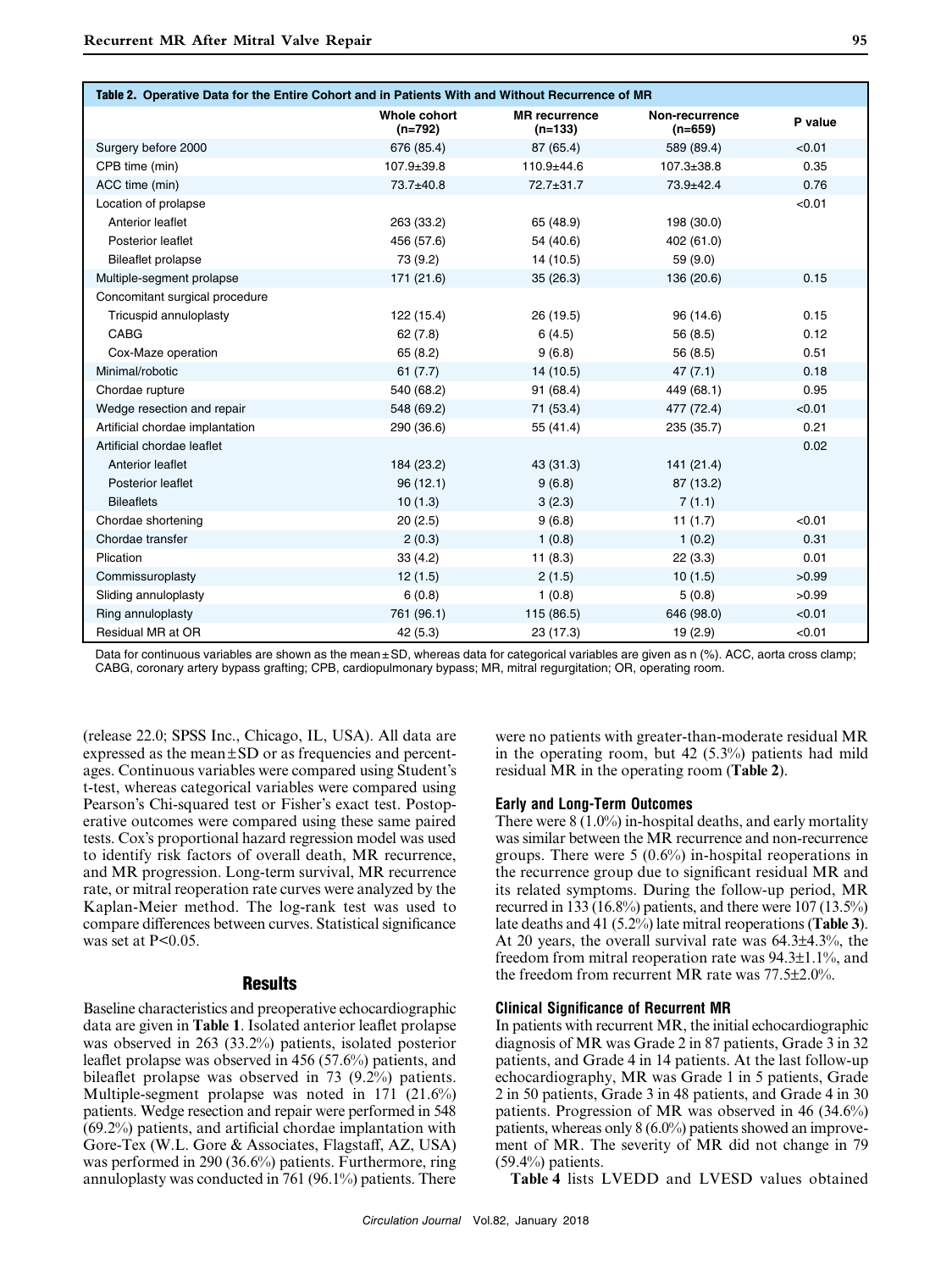**Table 2. Operative Data for the Entire Cohort and in Patients With and Without Recurrence of MR**

| | Whole cohort (n=792) | MR recurrence (n=133) | Non-recurrence (n=659) | P value |
|---|---|---|---|---|
| Surgery before 2000 | 676 (85.4) | 87 (65.4) | 589 (89.4) | <0.01 |
| CPB time (min) | 107.9±39.8 | 110.9±44.6 | 107.3±38.8 | 0.35 |
| ACC time (min) | 73.7±40.8 | 72.7±31.7 | 73.9±42.4 | 0.76 |
| Location of prolapse | | | | <0.01 |
| Anterior leaflet | 263 (33.2) | 65 (48.9) | 198 (30.0) | |
| Posterior leaflet | 456 (57.6) | 54 (40.6) | 402 (61.0) | |
| Bileaflet prolapse | 73 (9.2) | 14 (10.5) | 59 (9.0) | |
| Multiple-segment prolapse | 171 (21.6) | 35 (26.3) | 136 (20.6) | 0.15 |
| Concomitant surgical procedure | | | | |
| Tricuspid annuloplasty | 122 (15.4) | 26 (19.5) | 96 (14.6) | 0.15 |
| CABG | 62 (7.8) | 6 (4.5) | 56 (8.5) | 0.12 |
| Cox-Maze operation | 65 (8.2) | 9 (6.8) | 56 (8.5) | 0.51 |
| Minimal/robotic | 61 (7.7) | 14 (10.5) | 47 (7.1) | 0.18 |
| Chordae rupture | 540 (68.2) | 91 (68.4) | 449 (68.1) | 0.95 |
| Wedge resection and repair | 548 (69.2) | 71 (53.4) | 477 (72.4) | <0.01 |
| Artificial chordae implantation | 290 (36.6) | 55 (41.4) | 235 (35.7) | 0.21 |
| Artificial chordae leaflet | | | | 0.02 |
| Anterior leaflet | 184 (23.2) | 43 (31.3) | 141 (21.4) | |
| Posterior leaflet | 96 (12.1) | 9 (6.8) | 87 (13.2) | |
| Bileaflets | 10 (1.3) | 3 (2.3) | 7 (1.1) | |
| Chordae shortening | 20 (2.5) | 9 (6.8) | 11 (1.7) | <0.01 |
| Chordae transfer | 2 (0.3) | 1 (0.8) | 1 (0.2) | 0.31 |
| Plication | 33 (4.2) | 11 (8.3) | 22 (3.3) | 0.01 |
| Commissuroplasty | 12 (1.5) | 2 (1.5) | 10 (1.5) | >0.99 |
| Sliding annuloplasty | 6 (0.8) | 1 (0.8) | 5 (0.8) | >0.99 |
| Ring annuloplasty | 761 (96.1) | 115 (86.5) | 646 (98.0) | <0.01 |
| Residual MR at OR | 42 (5.3) | 23 (17.3) | 19 (2.9) | <0.01 |

Data for continuous variables are shown as the mean±SD, whereas data for categorical variables are given as n (%). ACC, aorta cross clamp; CABG, coronary artery bypass grafting; CPB, cardiopulmonary bypass; MR, mitral regurgitation; OR, operating room.

(release 22.0; SPSS Inc., Chicago, IL, USA). All data are expressed as the mean±SD or as frequencies and percentages. Continuous variables were compared using Student's t-test, whereas categorical variables were compared using Pearson's Chi-squared test or Fisher's exact test. Postoperative outcomes were compared using these same paired tests. Cox's proportional hazard regression model was used to identify risk factors of overall death, MR recurrence, and MR progression. Long-term survival, MR recurrence rate, or mitral reoperation rate curves were analyzed by the Kaplan-Meier method. The log-rank test was used to compare differences between curves. Statistical significance was set at $P<0.05$.

## Results

Baseline characteristics and preoperative echocardiographic data are given in **Table 1**. Isolated anterior leaflet prolapse was observed in 263 (33.2%) patients, isolated posterior leaflet prolapse was observed in 456 (57.6%) patients, and bileaflet prolapse was observed in 73 (9.2%) patients. Multiple-segment prolapse was noted in 171 (21.6%) patients. Wedge resection and repair were performed in 548 (69.2%) patients, and artificial chordae implantation with Gore-Tex (W.L. Gore & Associates, Flagstaff, AZ, USA) was performed in 290 (36.6%) patients. Furthermore, ring annuloplasty was conducted in 761 (96.1%) patients. There were no patients with greater-than-moderate residual MR in the operating room, but 42 (5.3%) patients had mild residual MR in the operating room (**Table 2**).

### Early and Long-Term Outcomes

There were 8 (1.0%) in-hospital deaths, and early mortality was similar between the MR recurrence and non-recurrence groups. There were 5 (0.6%) in-hospital reoperations in the recurrence group due to significant residual MR and its related symptoms. During the follow-up period, MR recurred in 133 (16.8%) patients, and there were 107 (13.5%) late deaths and 41 (5.2%) late mitral reoperations (**Table 3**). At 20 years, the overall survival rate was 64.3±4.3%, the freedom from mitral reoperation rate was 94.3±1.1%, and the freedom from recurrent MR rate was 77.5±2.0%.

### Clinical Significance of Recurrent MR

In patients with recurrent MR, the initial echocardiographic diagnosis of MR was Grade 2 in 87 patients, Grade 3 in 32 patients, and Grade 4 in 14 patients. At the last follow-up echocardiography, MR was Grade 1 in 5 patients, Grade 2 in 50 patients, Grade 3 in 48 patients, and Grade 4 in 30 patients. Progression of MR was observed in 46 (34.6%) patients, whereas only 8 (6.0%) patients showed an improvement of MR. The severity of MR did not change in 79 (59.4%) patients.

**Table 4** lists LVEDD and LVESD values obtained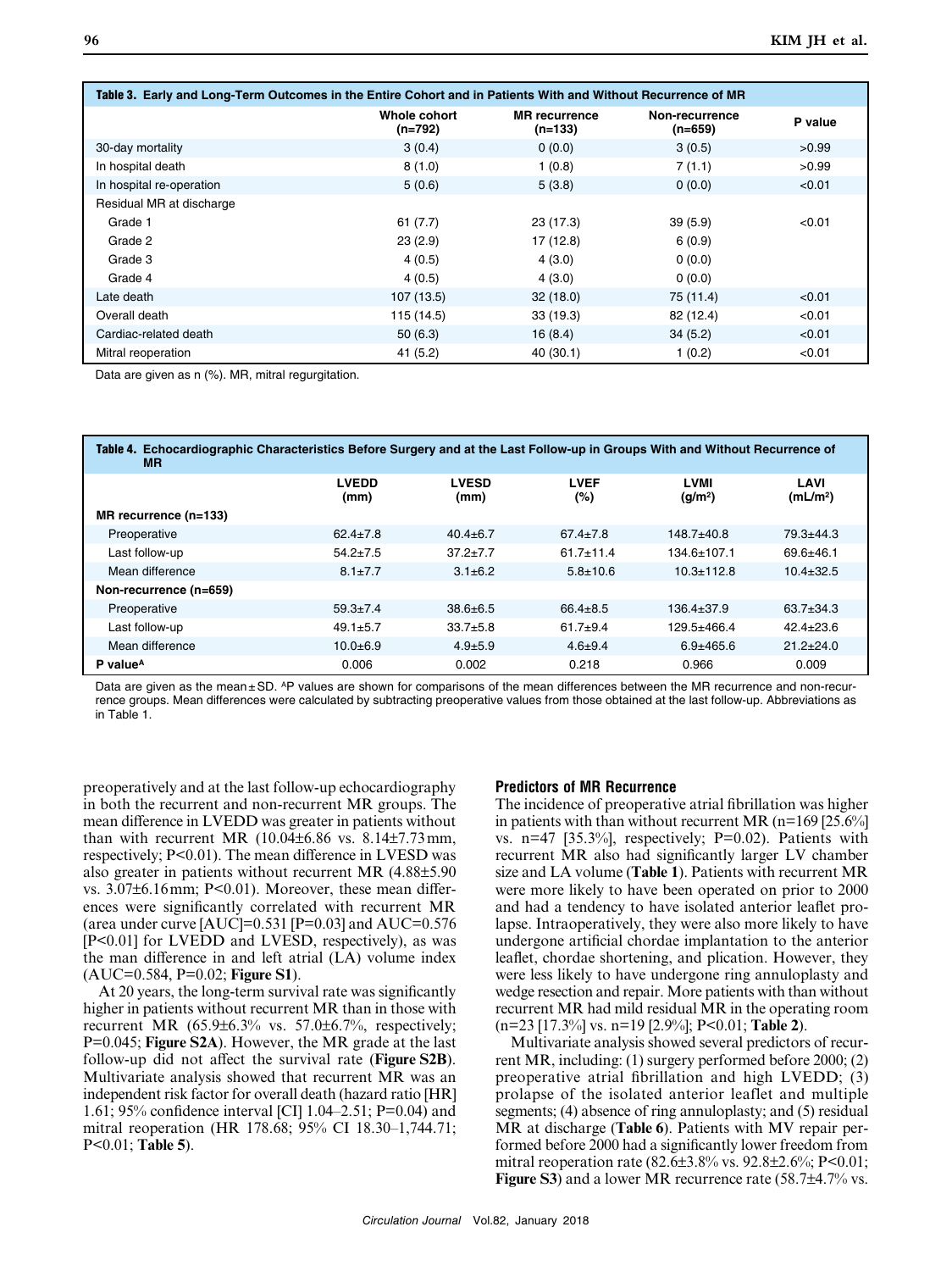**Table 3. Early and Long-Term Outcomes in the Entire Cohort and in Patients With and Without Recurrence of MR**

| | Whole cohort (n=792) | MR recurrence (n=133) | Non-recurrence (n=659) | P value |
|---|---|---|---|---|
| 30-day mortality | 3 (0.4) | 0 (0.0) | 3 (0.5) | >0.99 |
| In hospital death | 8 (1.0) | 1 (0.8) | 7 (1.1) | >0.99 |
| In hospital re-operation | 5 (0.6) | 5 (3.8) | 0 (0.0) | <0.01 |
| Residual MR at discharge | | | | |
| Grade 1 | 61 (7.7) | 23 (17.3) | 39 (5.9) | <0.01 |
| Grade 2 | 23 (2.9) | 17 (12.8) | 6 (0.9) | |
| Grade 3 | 4 (0.5) | 4 (3.0) | 0 (0.0) | |
| Grade 4 | 4 (0.5) | 4 (3.0) | 0 (0.0) | |
| Late death | 107 (13.5) | 32 (18.0) | 75 (11.4) | <0.01 |
| Overall death | 115 (14.5) | 33 (19.3) | 82 (12.4) | <0.01 |
| Cardiac-related death | 50 (6.3) | 16 (8.4) | 34 (5.2) | <0.01 |
| Mitral reoperation | 41 (5.2) | 40 (30.1) | 1 (0.2) | <0.01 |

Data are given as n (%). MR, mitral regurgitation.

**Table 4. Echocardiographic Characteristics Before Surgery and at the Last Follow-up in Groups With and Without Recurrence of MR**

| | LVEDD (mm) | LVESD (mm) | LVEF (%) | LVMI (g/m²) | LAVI (mL/m²) |
|---|---|---|---|---|---|
| **MR recurrence (n=133)** | | | | | |
| Preoperative | 62.4±7.8 | 40.4±6.7 | 67.4±7.8 | 148.7±40.8 | 79.3±44.3 |
| Last follow-up | 54.2±7.5 | 37.2±7.7 | 61.7±11.4 | 134.6±107.1 | 69.6±46.1 |
| Mean difference | 8.1±7.7 | 3.1±6.2 | 5.8±10.6 | 10.3±112.8 | 10.4±32.5 |
| **Non-recurrence (n=659)** | | | | | |
| Preoperative | 59.3±7.4 | 38.6±6.5 | 66.4±8.5 | 136.4±37.9 | 63.7±34.3 |
| Last follow-up | 49.1±5.7 | 33.7±5.8 | 61.7±9.4 | 129.5±466.4 | 42.4±23.6 |
| Mean difference | 10.0±6.9 | 4.9±5.9 | 4.6±9.4 | 6.9±465.6 | 21.2±24.0 |
| **P value[A]** | 0.006 | 0.002 | 0.218 | 0.966 | 0.009 |

Data are given as the mean±SD. [A]P values are shown for comparisons of the mean differences between the MR recurrence and non-recurrence groups. Mean differences were calculated by subtracting preoperative values from those obtained at the last follow-up. Abbreviations as in Table 1.

preoperatively and at the last follow-up echocardiography in both the recurrent and non-recurrent MR groups. The mean difference in LVEDD was greater in patients without than with recurrent MR (10.04±6.86 vs. 8.14±7.73 mm, respectively; P<0.01). The mean difference in LVESD was also greater in patients without recurrent MR (4.88±5.90 vs. 3.07±6.16 mm; P<0.01). Moreover, these mean differences were significantly correlated with recurrent MR (area under curve [AUC]=0.531 [P=0.03] and AUC=0.576 [P<0.01] for LVEDD and LVESD, respectively), as was the man difference in and left atrial (LA) volume index (AUC=0.584, P=0.02; **Figure S1**).

At 20 years, the long-term survival rate was significantly higher in patients without recurrent MR than in those with recurrent MR (65.9±6.3% vs. 57.0±6.7%, respectively; P=0.045; **Figure S2A**). However, the MR grade at the last follow-up did not affect the survival rate (**Figure S2B**). Multivariate analysis showed that recurrent MR was an independent risk factor for overall death (hazard ratio [HR] 1.61; 95% confidence interval [CI] 1.04–2.51; P=0.04) and mitral reoperation (HR 178.68; 95% CI 18.30–1,744.71; P<0.01; **Table 5**).

### Predictors of MR Recurrence

The incidence of preoperative atrial fibrillation was higher in patients with than without recurrent MR (n=169 [25.6%] vs. n=47 [35.3%], respectively; P=0.02). Patients with recurrent MR also had significantly larger LV chamber size and LA volume (**Table 1**). Patients with recurrent MR were more likely to have been operated on prior to 2000 and had a tendency to have isolated anterior leaflet prolapse. Intraoperatively, they were also more likely to have undergone artificial chordae implantation to the anterior leaflet, chordae shortening, and plication. However, they were less likely to have undergone ring annuloplasty and wedge resection and repair. More patients with than without recurrent MR had mild residual MR in the operating room (n=23 [17.3%] vs. n=19 [2.9%]; P<0.01; **Table 2**).

Multivariate analysis showed several predictors of recurrent MR, including: (1) surgery performed before 2000; (2) preoperative atrial fibrillation and high LVEDD; (3) prolapse of the isolated anterior leaflet and multiple segments; (4) absence of ring annuloplasty; and (5) residual MR at discharge (**Table 6**). Patients with MV repair performed before 2000 had a significantly lower freedom from mitral reoperation rate (82.6±3.8% vs. 92.8±2.6%; P<0.01; **Figure S3**) and a lower MR recurrence rate (58.7±4.7% vs.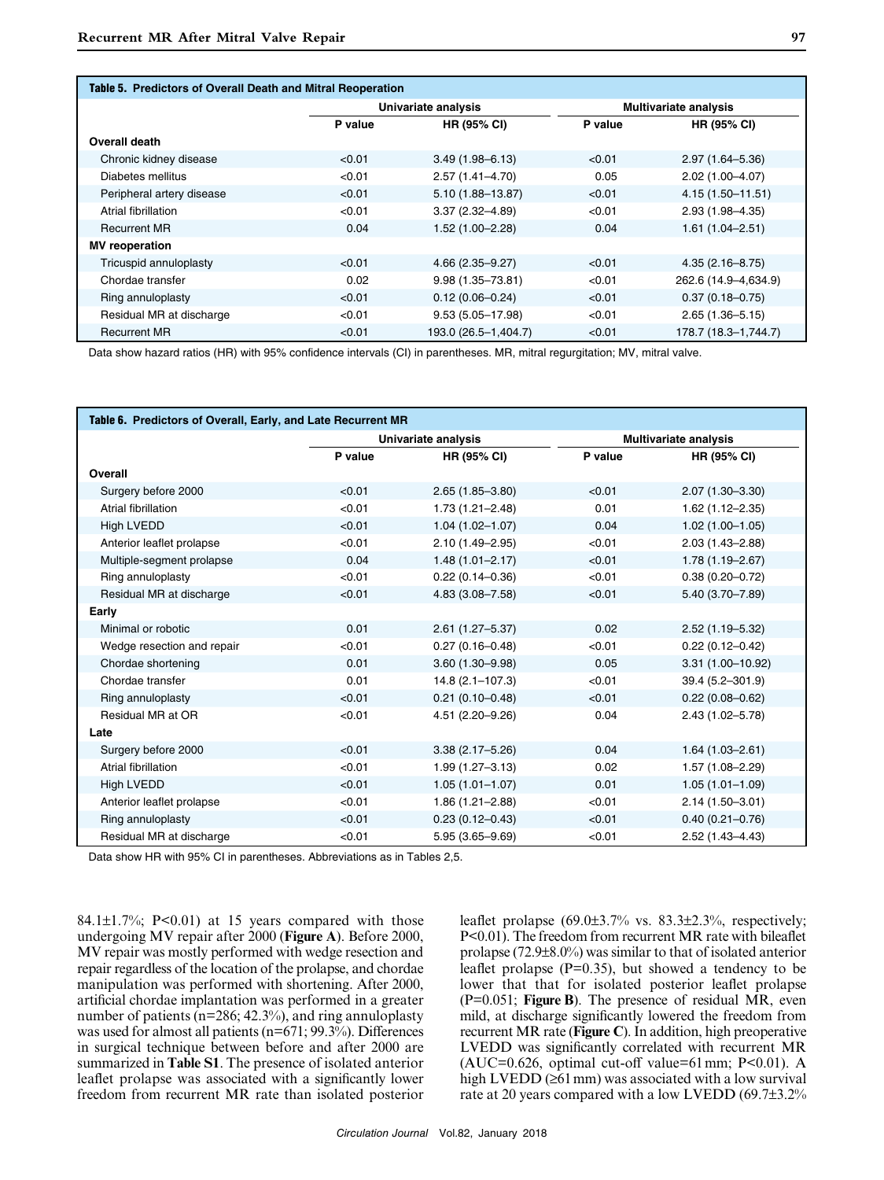**Table 5. Predictors of Overall Death and Mitral Reoperation**

| | Univariate analysis | | Multivariate analysis | |
|---|---|---|---|---|
| | P value | HR (95% CI) | P value | HR (95% CI) |
| **Overall death** | | | | |
| Chronic kidney disease | <0.01 | 3.49 (1.98–6.13) | <0.01 | 2.97 (1.64–5.36) |
| Diabetes mellitus | <0.01 | 2.57 (1.41–4.70) | 0.05 | 2.02 (1.00–4.07) |
| Peripheral artery disease | <0.01 | 5.10 (1.88–13.87) | <0.01 | 4.15 (1.50–11.51) |
| Atrial fibrillation | <0.01 | 3.37 (2.32–4.89) | <0.01 | 2.93 (1.98–4.35) |
| Recurrent MR | 0.04 | 1.52 (1.00–2.28) | 0.04 | 1.61 (1.04–2.51) |
| **MV reoperation** | | | | |
| Tricuspid annuloplasty | <0.01 | 4.66 (2.35–9.27) | <0.01 | 4.35 (2.16–8.75) |
| Chordae transfer | 0.02 | 9.98 (1.35–73.81) | <0.01 | 262.6 (14.9–4,634.9) |
| Ring annuloplasty | <0.01 | 0.12 (0.06–0.24) | <0.01 | 0.37 (0.18–0.75) |
| Residual MR at discharge | <0.01 | 9.53 (5.05–17.98) | <0.01 | 2.65 (1.36–5.15) |
| Recurrent MR | <0.01 | 193.0 (26.5–1,404.7) | <0.01 | 178.7 (18.3–1,744.7) |

Data show hazard ratios (HR) with 95% confidence intervals (CI) in parentheses. MR, mitral regurgitation; MV, mitral valve.

**Table 6. Predictors of Overall, Early, and Late Recurrent MR**

| | Univariate analysis | | Multivariate analysis | |
|---|---|---|---|---|
| | P value | HR (95% CI) | P value | HR (95% CI) |
| **Overall** | | | | |
| Surgery before 2000 | <0.01 | 2.65 (1.85–3.80) | <0.01 | 2.07 (1.30–3.30) |
| Atrial fibrillation | <0.01 | 1.73 (1.21–2.48) | 0.01 | 1.62 (1.12–2.35) |
| High LVEDD | <0.01 | 1.04 (1.02–1.07) | 0.04 | 1.02 (1.00–1.05) |
| Anterior leaflet prolapse | <0.01 | 2.10 (1.49–2.95) | <0.01 | 2.03 (1.43–2.88) |
| Multiple-segment prolapse | 0.04 | 1.48 (1.01–2.17) | <0.01 | 1.78 (1.19–2.67) |
| Ring annuloplasty | <0.01 | 0.22 (0.14–0.36) | <0.01 | 0.38 (0.20–0.72) |
| Residual MR at discharge | <0.01 | 4.83 (3.08–7.58) | <0.01 | 5.40 (3.70–7.89) |
| **Early** | | | | |
| Minimal or robotic | 0.01 | 2.61 (1.27–5.37) | 0.02 | 2.52 (1.19–5.32) |
| Wedge resection and repair | <0.01 | 0.27 (0.16–0.48) | <0.01 | 0.22 (0.12–0.42) |
| Chordae shortening | 0.01 | 3.60 (1.30–9.98) | 0.05 | 3.31 (1.00–10.92) |
| Chordae transfer | 0.01 | 14.8 (2.1–107.3) | <0.01 | 39.4 (5.2–301.9) |
| Ring annuloplasty | <0.01 | 0.21 (0.10–0.48) | <0.01 | 0.22 (0.08–0.62) |
| Residual MR at OR | <0.01 | 4.51 (2.20–9.26) | 0.04 | 2.43 (1.02–5.78) |
| **Late** | | | | |
| Surgery before 2000 | <0.01 | 3.38 (2.17–5.26) | 0.04 | 1.64 (1.03–2.61) |
| Atrial fibrillation | <0.01 | 1.99 (1.27–3.13) | 0.02 | 1.57 (1.08–2.29) |
| High LVEDD | <0.01 | 1.05 (1.01–1.07) | 0.01 | 1.05 (1.01–1.09) |
| Anterior leaflet prolapse | <0.01 | 1.86 (1.21–2.88) | <0.01 | 2.14 (1.50–3.01) |
| Ring annuloplasty | <0.01 | 0.23 (0.12–0.43) | <0.01 | 0.40 (0.21–0.76) |
| Residual MR at discharge | <0.01 | 5.95 (3.65–9.69) | <0.01 | 2.52 (1.43–4.43) |

Data show HR with 95% CI in parentheses. Abbreviations as in Tables 2,5.

84.1±1.7%; P<0.01) at 15 years compared with those undergoing MV repair after 2000 (**Figure A**). Before 2000, MV repair was mostly performed with wedge resection and repair regardless of the location of the prolapse, and chordae manipulation was performed with shortening. After 2000, artificial chordae implantation was performed in a greater number of patients (n=286; 42.3%), and ring annuloplasty was used for almost all patients (n=671; 99.3%). Differences in surgical technique between before and after 2000 are summarized in **Table S1**. The presence of isolated anterior leaflet prolapse was associated with a significantly lower freedom from recurrent MR rate than isolated posterior leaflet prolapse (69.0±3.7% vs. 83.3±2.3%, respectively; P<0.01). The freedom from recurrent MR rate with bileaflet prolapse (72.9±8.0%) was similar to that of isolated anterior leaflet prolapse (P=0.35), but showed a tendency to be lower that that for isolated posterior leaflet prolapse (P=0.051; **Figure B**). The presence of residual MR, even mild, at discharge significantly lowered the freedom from recurrent MR rate (**Figure C**). In addition, high preoperative LVEDD was significantly correlated with recurrent MR (AUC=0.626, optimal cut-off value=61 mm; P<0.01). A high LVEDD (≥61 mm) was associated with a low survival rate at 20 years compared with a low LVEDD (69.7±3.2%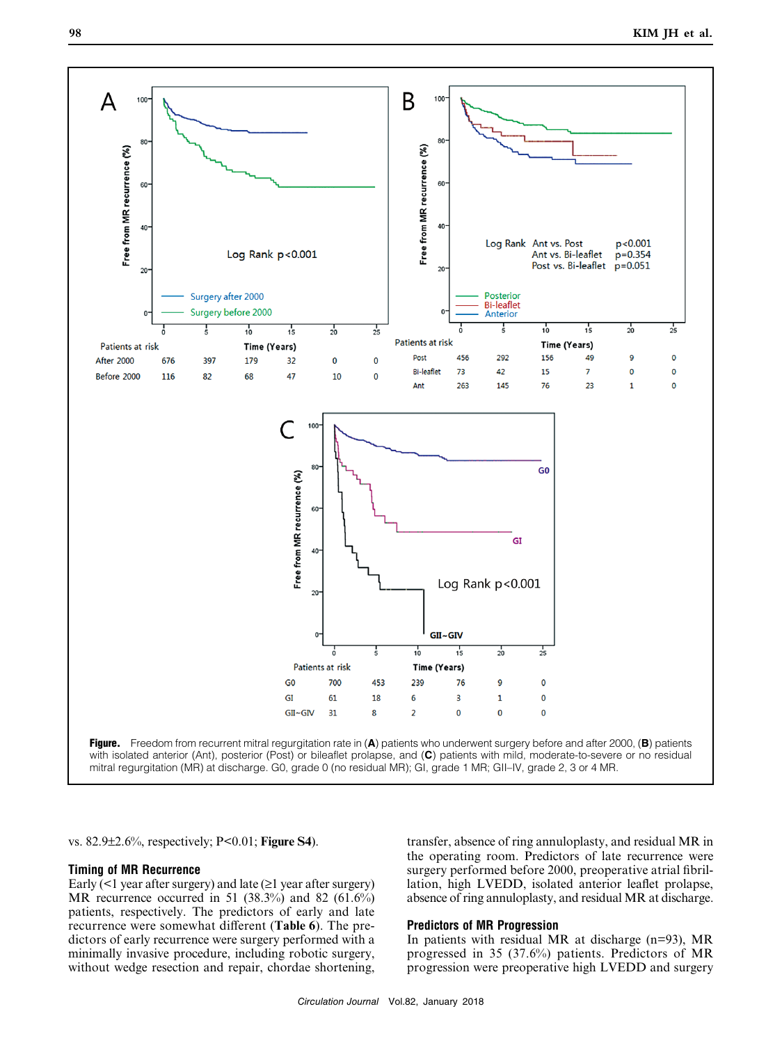**Figure.** Freedom from recurrent mitral regurgitation rate in (**A**) patients who underwent surgery before and after 2000, (**B**) patients with isolated anterior (Ant), posterior (Post) or bileaflet prolapse, and (**C**) patients with mild, moderate-to-severe or no residual mitral regurgitation (MR) at discharge. G0, grade 0 (no residual MR); GI, grade 1 MR; GII–IV, grade 2, 3 or 4 MR.

vs. 82.9±2.6%, respectively; P<0.01; **Figure S4**).

### Timing of MR Recurrence

Early (<1 year after surgery) and late (≥1 year after surgery) MR recurrence occurred in 51 (38.3%) and 82 (61.6%) patients, respectively. The predictors of early and late recurrence were somewhat different (**Table 6**). The predictors of early recurrence were surgery performed with a minimally invasive procedure, including robotic surgery, without wedge resection and repair, chordae shortening, transfer, absence of ring annuloplasty, and residual MR in the operating room. Predictors of late recurrence were surgery performed before 2000, preoperative atrial fibrillation, high LVEDD, isolated anterior leaflet prolapse, absence of ring annuloplasty, and residual MR at discharge.

### Predictors of MR Progression

In patients with residual MR at discharge (n=93), MR progressed in 35 (37.6%) patients. Predictors of MR progression were preoperative high LVEDD and surgery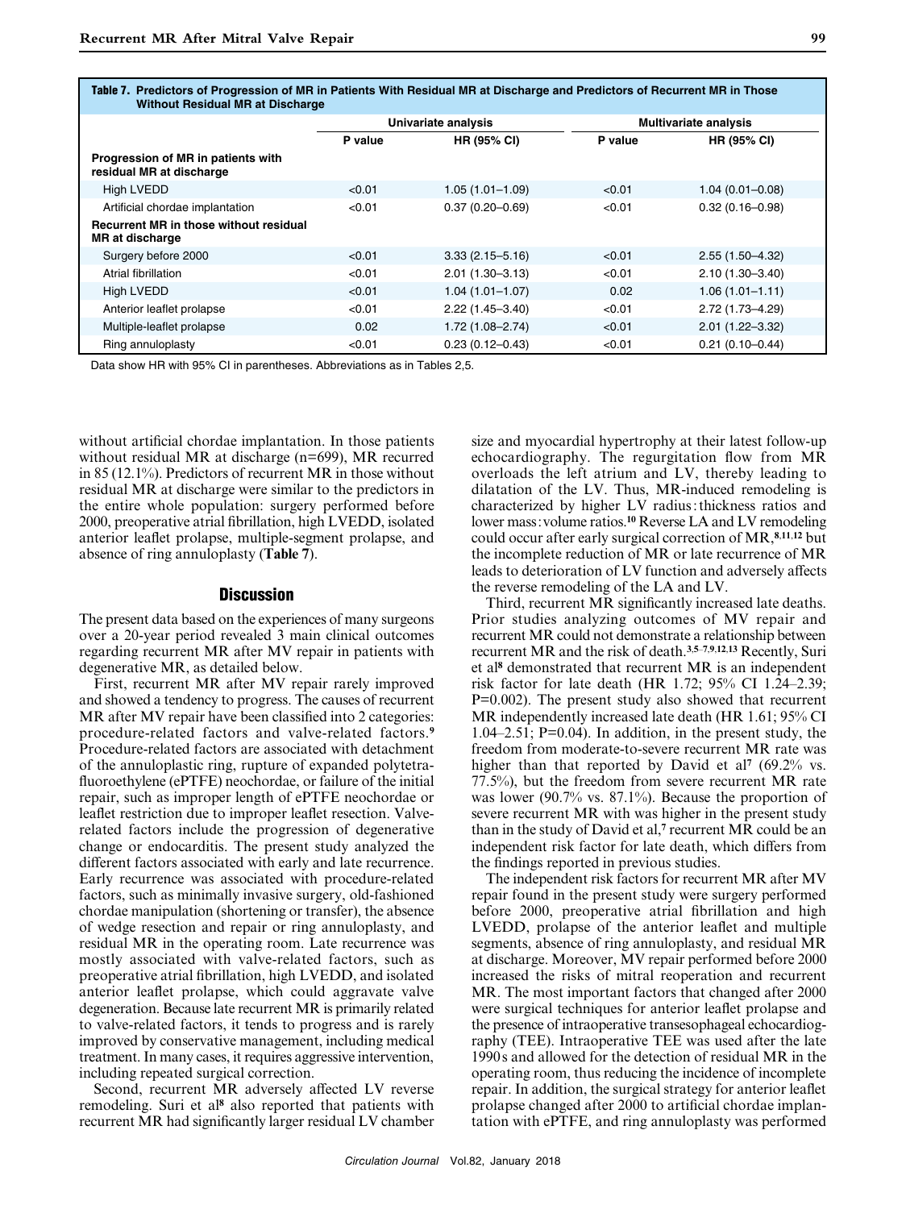**Table 7. Predictors of Progression of MR in Patients With Residual MR at Discharge and Predictors of Recurrent MR in Those Without Residual MR at Discharge**

| | Univariate analysis | | Multivariate analysis | |
|---|---|---|---|---|
| | P value | HR (95% CI) | P value | HR (95% CI) |
| **Progression of MR in patients with residual MR at discharge** | | | | |
| High LVEDD | <0.01 | 1.05 (1.01–1.09) | <0.01 | 1.04 (0.01–0.08) |
| Artificial chordae implantation | <0.01 | 0.37 (0.20–0.69) | <0.01 | 0.32 (0.16–0.98) |
| **Recurrent MR in those without residual MR at discharge** | | | | |
| Surgery before 2000 | <0.01 | 3.33 (2.15–5.16) | <0.01 | 2.55 (1.50–4.32) |
| Atrial fibrillation | <0.01 | 2.01 (1.30–3.13) | <0.01 | 2.10 (1.30–3.40) |
| High LVEDD | <0.01 | 1.04 (1.01–1.07) | 0.02 | 1.06 (1.01–1.11) |
| Anterior leaflet prolapse | <0.01 | 2.22 (1.45–3.40) | <0.01 | 2.72 (1.73–4.29) |
| Multiple-leaflet prolapse | 0.02 | 1.72 (1.08–2.74) | <0.01 | 2.01 (1.22–3.32) |
| Ring annuloplasty | <0.01 | 0.23 (0.12–0.43) | <0.01 | 0.21 (0.10–0.44) |

Data show HR with 95% CI in parentheses. Abbreviations as in Tables 2,5.

without artificial chordae implantation. In those patients without residual MR at discharge (n=699), MR recurred in 85 (12.1%). Predictors of recurrent MR in those without residual MR at discharge were similar to the predictors in the entire whole population: surgery performed before 2000, preoperative atrial fibrillation, high LVEDD, isolated anterior leaflet prolapse, multiple-segment prolapse, and absence of ring annuloplasty (**Table 7**).

## Discussion

The present data based on the experiences of many surgeons over a 20-year period revealed 3 main clinical outcomes regarding recurrent MR after MV repair in patients with degenerative MR, as detailed below.

First, recurrent MR after MV repair rarely improved and showed a tendency to progress. The causes of recurrent MR after MV repair have been classified into 2 categories: procedure-related factors and valve-related factors.[9] Procedure-related factors are associated with detachment of the annuloplastic ring, rupture of expanded polytetrafluoroethylene (ePTFE) neochordae, or failure of the initial repair, such as improper length of ePTFE neochordae or leaflet restriction due to improper leaflet resection. Valve-related factors include the progression of degenerative change or endocarditis. The present study analyzed the different factors associated with early and late recurrence. Early recurrence was associated with procedure-related factors, such as minimally invasive surgery, old-fashioned chordae manipulation (shortening or transfer), the absence of wedge resection and repair or ring annuloplasty, and residual MR in the operating room. Late recurrence was mostly associated with valve-related factors, such as preoperative atrial fibrillation, high LVEDD, and isolated anterior leaflet prolapse, which could aggravate valve degeneration. Because late recurrent MR is primarily related to valve-related factors, it tends to progress and is rarely improved by conservative management, including medical treatment. In many cases, it requires aggressive intervention, including repeated surgical correction.

Second, recurrent MR adversely affected LV reverse remodeling. Suri et al[8] also reported that patients with recurrent MR had significantly larger residual LV chamber size and myocardial hypertrophy at their latest follow-up echocardiography. The regurgitation flow from MR overloads the left atrium and LV, thereby leading to dilatation of the LV. Thus, MR-induced remodeling is characterized by higher LV radius: thickness ratios and lower mass: volume ratios.[10] Reverse LA and LV remodeling could occur after early surgical correction of MR,[8,11,12] but the incomplete reduction of MR or late recurrence of MR leads to deterioration of LV function and adversely affects the reverse remodeling of the LA and LV.

Third, recurrent MR significantly increased late deaths. Prior studies analyzing outcomes of MV repair and recurrent MR could not demonstrate a relationship between recurrent MR and the risk of death.[3,5–7,9,12,13] Recently, Suri et al[8] demonstrated that recurrent MR is an independent risk factor for late death (HR 1.72; 95% CI 1.24–2.39; P=0.002). The present study also showed that recurrent MR independently increased late death (HR 1.61; 95% CI 1.04–2.51; P=0.04). In addition, in the present study, the freedom from moderate-to-severe recurrent MR rate was higher than that reported by David et al[7] (69.2% vs. 77.5%), but the freedom from severe recurrent MR rate was lower (90.7% vs. 87.1%). Because the proportion of severe recurrent MR with was higher in the present study than in the study of David et al,[7] recurrent MR could be an independent risk factor for late death, which differs from the findings reported in previous studies.

The independent risk factors for recurrent MR after MV repair found in the present study were surgery performed before 2000, preoperative atrial fibrillation and high LVEDD, prolapse of the anterior leaflet and multiple segments, absence of ring annuloplasty, and residual MR at discharge. Moreover, MV repair performed before 2000 increased the risks of mitral reoperation and recurrent MR. The most important factors that changed after 2000 were surgical techniques for anterior leaflet prolapse and the presence of intraoperative transesophageal echocardiography (TEE). Intraoperative TEE was used after the late 1990s and allowed for the detection of residual MR in the operating room, thus reducing the incidence of incomplete repair. In addition, the surgical strategy for anterior leaflet prolapse changed after 2000 to artificial chordae implantation with ePTFE, and ring annuloplasty was performed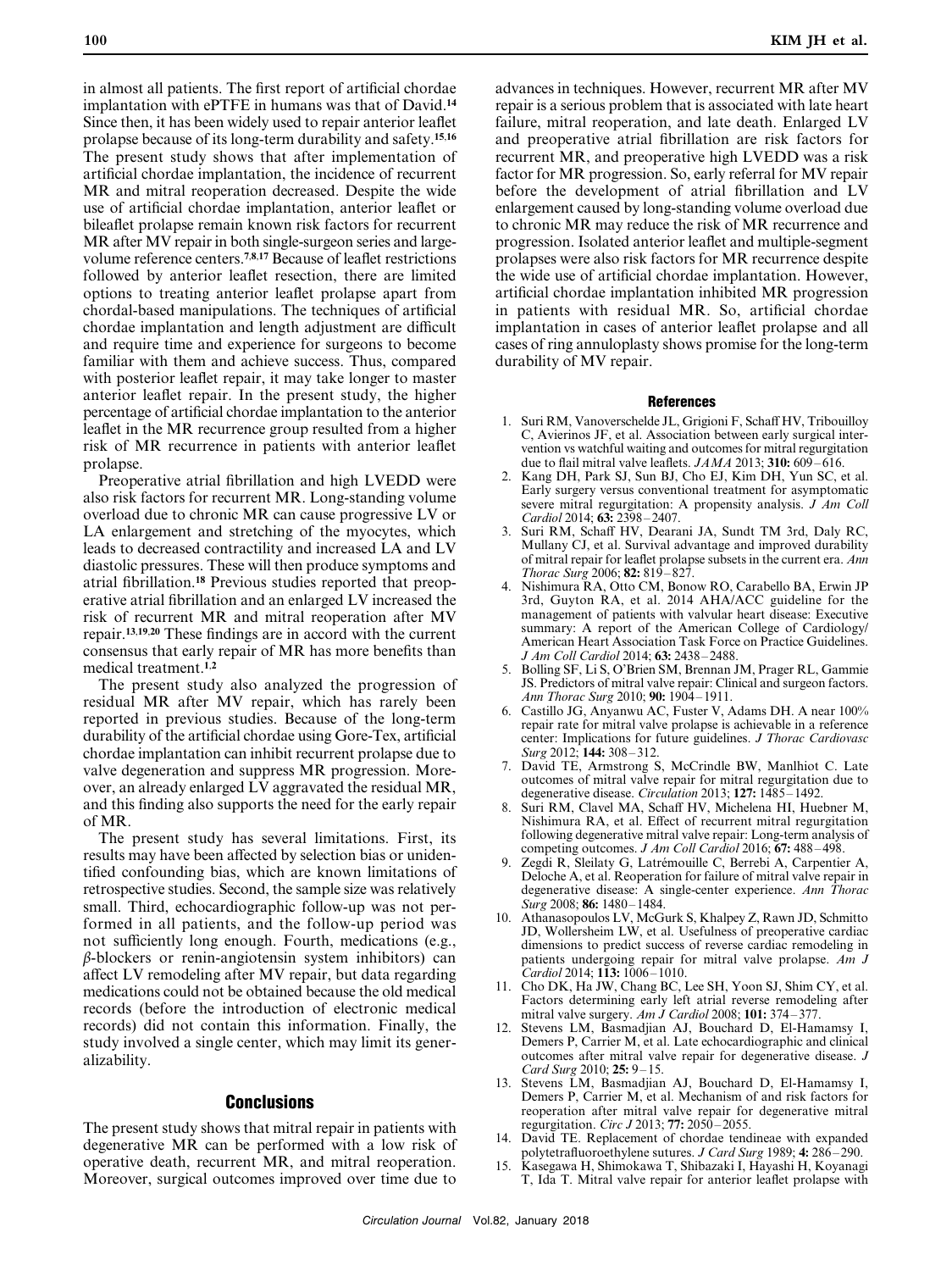in almost all patients. The first report of artificial chordae implantation with ePTFE in humans was that of David.[14] Since then, it has been widely used to repair anterior leaflet prolapse because of its long-term durability and safety.[15,16] The present study shows that after implementation of artificial chordae implantation, the incidence of recurrent MR and mitral reoperation decreased. Despite the wide use of artificial chordae implantation, anterior leaflet or bileaflet prolapse remain known risk factors for recurrent MR after MV repair in both single-surgeon series and large-volume reference centers.[7,8,17] Because of leaflet restrictions followed by anterior leaflet resection, there are limited options to treating anterior leaflet prolapse apart from chordal-based manipulations. The techniques of artificial chordae implantation and length adjustment are difficult and require time and experience for surgeons to become familiar with them and achieve success. Thus, compared with posterior leaflet repair, it may take longer to master anterior leaflet repair. In the present study, the higher percentage of artificial chordae implantation to the anterior leaflet in the MR recurrence group resulted from a higher risk of MR recurrence in patients with anterior leaflet prolapse.

Preoperative atrial fibrillation and high LVEDD were also risk factors for recurrent MR. Long-standing volume overload due to chronic MR can cause progressive LV or LA enlargement and stretching of the myocytes, which leads to decreased contractility and increased LA and LV diastolic pressures. These will then produce symptoms and atrial fibrillation.[18] Previous studies reported that preoperative atrial fibrillation and an enlarged LV increased the risk of recurrent MR and mitral reoperation after MV repair.[13,19,20] These findings are in accord with the current consensus that early repair of MR has more benefits than medical treatment.[1,2]

The present study also analyzed the progression of residual MR after MV repair, which has rarely been reported in previous studies. Because of the long-term durability of the artificial chordae using Gore-Tex, artificial chordae implantation can inhibit recurrent prolapse due to valve degeneration and suppress MR progression. Moreover, an already enlarged LV aggravated the residual MR, and this finding also supports the need for the early repair of MR.

The present study has several limitations. First, its results may have been affected by selection bias or unidentified confounding bias, which are known limitations of retrospective studies. Second, the sample size was relatively small. Third, echocardiographic follow-up was not performed in all patients, and the follow-up period was not sufficiently long enough. Fourth, medications (e.g., $\beta$-blockers or renin-angiotensin system inhibitors) can affect LV remodeling after MV repair, but data regarding medications could not be obtained because the old medical records (before the introduction of electronic medical records) did not contain this information. Finally, the study involved a single center, which may limit its generalizability.

## Conclusions

The present study shows that mitral repair in patients with degenerative MR can be performed with a low risk of operative death, recurrent MR, and mitral reoperation. Moreover, surgical outcomes improved over time due to advances in techniques. However, recurrent MR after MV repair is a serious problem that is associated with late heart failure, mitral reoperation, and late death. Enlarged LV and preoperative atrial fibrillation are risk factors for recurrent MR, and preoperative high LVEDD was a risk factor for MR progression. So, early referral for MV repair before the development of atrial fibrillation and LV enlargement caused by long-standing volume overload due to chronic MR may reduce the risk of MR recurrence and progression. Isolated anterior leaflet and multiple-segment prolapses were also risk factors for MR recurrence despite the wide use of artificial chordae implantation. However, artificial chordae implantation inhibited MR progression in patients with residual MR. So, artificial chordae implantation in cases of anterior leaflet prolapse and all cases of ring annuloplasty shows promise for the long-term durability of MV repair.

## References

1. Suri RM, Vanoverschelde JL, Grigioni F, Schaff HV, Tribouilloy C, Avierinos JF, et al. Association between early surgical intervention vs watchful waiting and outcomes for mitral regurgitation due to flail mitral valve leaflets. *JAMA* 2013; **310:** 609–616.
2. Kang DH, Park SJ, Sun BJ, Cho EJ, Kim DH, Yun SC, et al. Early surgery versus conventional treatment for asymptomatic severe mitral regurgitation: A propensity analysis. *J Am Coll Cardiol* 2014; **63:** 2398–2407.
3. Suri RM, Schaff HV, Dearani JA, Sundt TM 3rd, Daly RC, Mullany CJ, et al. Survival advantage and improved durability of mitral repair for leaflet prolapse subsets in the current era. *Ann Thorac Surg* 2006; **82:** 819–827.
4. Nishimura RA, Otto CM, Bonow RO, Carabello BA, Erwin JP 3rd, Guyton RA, et al. 2014 AHA/ACC guideline for the management of patients with valvular heart disease: Executive summary: A report of the American College of Cardiology/American Heart Association Task Force on Practice Guidelines. *J Am Coll Cardiol* 2014; **63:** 2438–2488.
5. Bolling SF, Li S, O'Brien SM, Brennan JM, Prager RL, Gammie JS. Predictors of mitral valve repair: Clinical and surgeon factors. *Ann Thorac Surg* 2010; **90:** 1904–1911.
6. Castillo JG, Anyanwu AC, Fuster V, Adams DH. A near 100% repair rate for mitral valve prolapse is achievable in a reference center: Implications for future guidelines. *J Thorac Cardiovasc Surg* 2012; **144:** 308–312.
7. David TE, Armstrong S, McCrindle BW, Manlhiot C. Late outcomes of mitral valve repair for mitral regurgitation due to degenerative disease. *Circulation* 2013; **127:** 1485–1492.
8. Suri RM, Clavel MA, Schaff HV, Michelena HI, Huebner M, Nishimura RA, et al. Effect of recurrent mitral regurgitation following degenerative mitral valve repair: Long-term analysis of competing outcomes. *J Am Coll Cardiol* 2016; **67:** 488–498.
9. Zegdi R, Sleilaty G, Latrémouille C, Berrebi A, Carpentier A, Deloche A, et al. Reoperation for failure of mitral valve repair in degenerative disease: A single-center experience. *Ann Thorac Surg* 2008; **86:** 1480–1484.
10. Athanasopoulos LV, McGurk S, Khalpey Z, Rawn JD, Schmitto JD, Wollersheim LW, et al. Usefulness of preoperative cardiac dimensions to predict success of reverse cardiac remodeling in patients undergoing repair for mitral valve prolapse. *Am J Cardiol* 2014; **113:** 1006–1010.
11. Cho DK, Ha JW, Chang BC, Lee SH, Yoon SJ, Shim CY, et al. Factors determining early left atrial reverse remodeling after mitral valve surgery. *Am J Cardiol* 2008; **101:** 374–377.
12. Stevens LM, Basmadjian AJ, Bouchard D, El-Hamamsy I, Demers P, Carrier M, et al. Late echocardiographic and clinical outcomes after mitral valve repair for degenerative disease. *J Card Surg* 2010; **25:** 9–15.
13. Stevens LM, Basmadjian AJ, Bouchard D, El-Hamamsy I, Demers P, Carrier M, et al. Mechanism of and risk factors for reoperation after mitral valve repair for degenerative mitral regurgitation. *Circ J* 2013; **77:** 2050–2055.
14. David TE. Replacement of chordae tendineae with expanded polytetrafluoroethylene sutures. *J Card Surg* 1989; **4:** 286–290.
15. Kasegawa H, Shimokawa T, Shibazaki I, Hayashi H, Koyanagi T, Ida T. Mitral valve repair for anterior leaflet prolapse with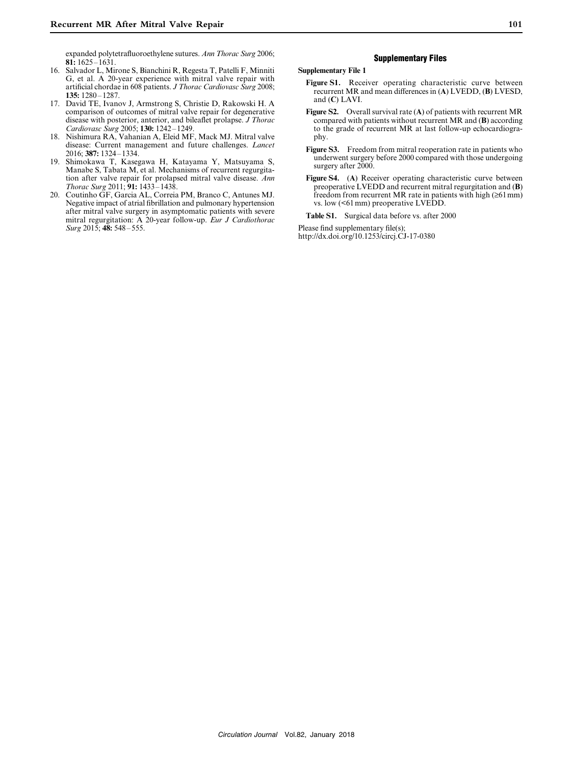expanded polytetrafluoroethylene sutures. *Ann Thorac Surg* 2006; **81:** 1625–1631.

16. Salvador L, Mirone S, Bianchini R, Regesta T, Patelli F, Minniti G, et al. A 20-year experience with mitral valve repair with artificial chordae in 608 patients. *J Thorac Cardiovasc Surg* 2008; **135:** 1280–1287.
17. David TE, Ivanov J, Armstrong S, Christie D, Rakowski H. A comparison of outcomes of mitral valve repair for degenerative disease with posterior, anterior, and bileaflet prolapse. *J Thorac Cardiovasc Surg* 2005; **130:** 1242–1249.
18. Nishimura RA, Vahanian A, Eleid MF, Mack MJ. Mitral valve disease: Current management and future challenges. *Lancet* 2016; **387:** 1324–1334.
19. Shimokawa T, Kasegawa H, Katayama Y, Matsuyama S, Manabe S, Tabata M, et al. Mechanisms of recurrent regurgitation after valve repair for prolapsed mitral valve disease. *Ann Thorac Surg* 2011; **91:** 1433–1438.
20. Coutinho GF, Garcia AL, Correia PM, Branco C, Antunes MJ. Negative impact of atrial fibrillation and pulmonary hypertension after mitral valve surgery in asymptomatic patients with severe mitral regurgitation: A 20-year follow-up. *Eur J Cardiothorac Surg* 2015; **48:** 548–555.

## Supplementary Files

**Supplementary File 1**

**Figure S1.** Receiver operating characteristic curve between recurrent MR and mean differences in (**A**) LVEDD, (**B**) LVESD, and (**C**) LAVI.

**Figure S2.** Overall survival rate (**A**) of patients with recurrent MR compared with patients without recurrent MR and (**B**) according to the grade of recurrent MR at last follow-up echocardiography.

**Figure S3.** Freedom from mitral reoperation rate in patients who underwent surgery before 2000 compared with those undergoing surgery after 2000.

**Figure S4.** (**A**) Receiver operating characteristic curve between preoperative LVEDD and recurrent mitral regurgitation and (**B**) freedom from recurrent MR rate in patients with high (≥61 mm) vs. low (<61 mm) preoperative LVEDD.

**Table S1.** Surgical data before vs. after 2000

Please find supplementary file(s);
http://dx.doi.org/10.1253/circj.CJ-17-0380